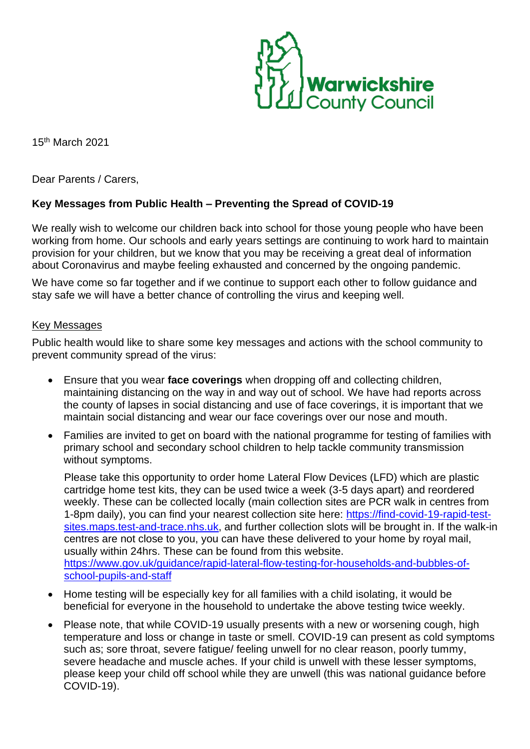Warwickshire County Council

15th March 2021

Dear Parents / Carers,

**Key Messages from Public Health – Preventing the Spread of COVID-19**

We really wish to welcome our children back into school for those young people who have been working from home. Our schools and early years settings are continuing to work hard to maintain provision for your children, but we know that you may be receiving a great deal of information about Coronavirus and maybe feeling exhausted and concerned by the ongoing pandemic.

We have come so far together and if we continue to support each other to follow guidance and stay safe we will have a better chance of controlling the virus and keeping well.

Key Messages

Public health would like to share some key messages and actions with the school community to prevent community spread of the virus:

- Ensure that you wear **face coverings** when dropping off and collecting children, maintaining distancing on the way in and way out of school. We have had reports across the county of lapses in social distancing and use of face coverings, it is important that we maintain social distancing and wear our face coverings over our nose and mouth.
- Families are invited to get on board with the national programme for testing of families with primary school and secondary school children to help tackle community transmission without symptoms.

  Please take this opportunity to order home Lateral Flow Devices (LFD) which are plastic cartridge home test kits, they can be used twice a week (3-5 days apart) and reordered weekly. These can be collected locally (main collection sites are PCR walk in centres from 1-8pm daily), you can find your nearest collection site here: https://find-covid-19-rapid-test-sites.maps.test-and-trace.nhs.uk, and further collection slots will be brought in. If the walk-in centres are not close to you, you can have these delivered to your home by royal mail, usually within 24hrs. These can be found from this website. https://www.gov.uk/guidance/rapid-lateral-flow-testing-for-households-and-bubbles-of-school-pupils-and-staff
- Home testing will be especially key for all families with a child isolating, it would be beneficial for everyone in the household to undertake the above testing twice weekly.
- Please note, that while COVID-19 usually presents with a new or worsening cough, high temperature and loss or change in taste or smell. COVID-19 can present as cold symptoms such as; sore throat, severe fatigue/ feeling unwell for no clear reason, poorly tummy, severe headache and muscle aches. If your child is unwell with these lesser symptoms, please keep your child off school while they are unwell (this was national guidance before COVID-19).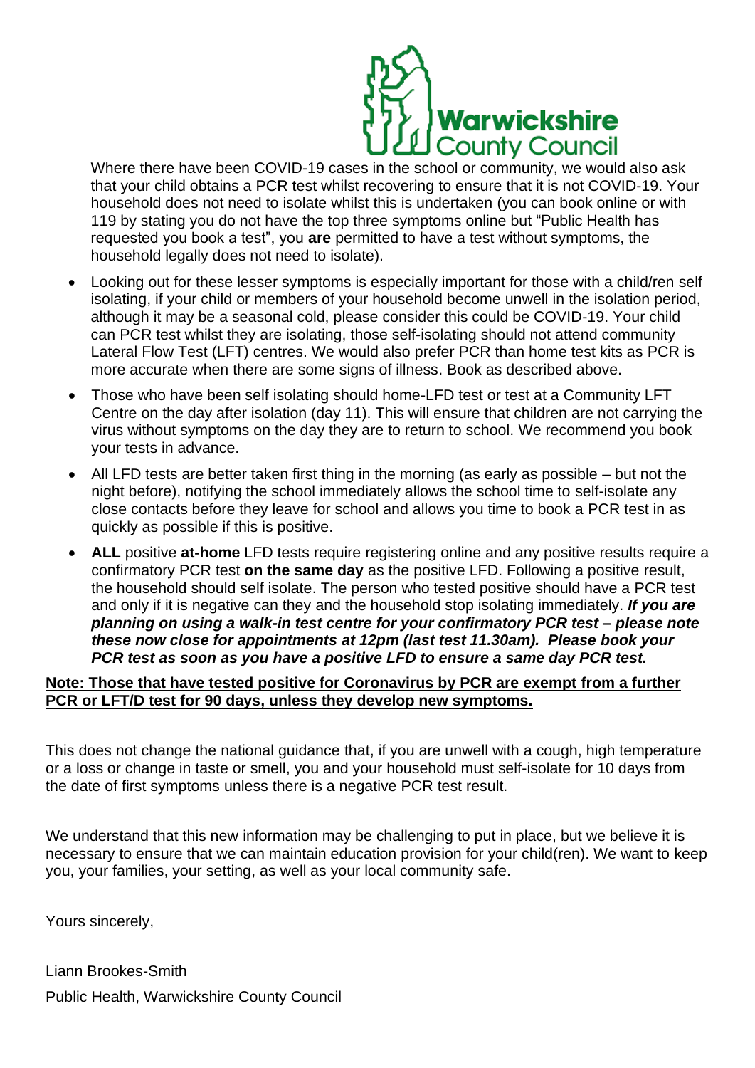Where there have been COVID-19 cases in the school or community, we would also ask that your child obtains a PCR test whilst recovering to ensure that it is not COVID-19. Your household does not need to isolate whilst this is undertaken (you can book online or with 119 by stating you do not have the top three symptoms online but "Public Health has requested you book a test", you **are** permitted to have a test without symptoms, the household legally does not need to isolate).

- Looking out for these lesser symptoms is especially important for those with a child/ren self isolating, if your child or members of your household become unwell in the isolation period, although it may be a seasonal cold, please consider this could be COVID-19. Your child can PCR test whilst they are isolating, those self-isolating should not attend community Lateral Flow Test (LFT) centres. We would also prefer PCR than home test kits as PCR is more accurate when there are some signs of illness. Book as described above.
- Those who have been self isolating should home-LFD test or test at a Community LFT Centre on the day after isolation (day 11). This will ensure that children are not carrying the virus without symptoms on the day they are to return to school. We recommend you book your tests in advance.
- All LFD tests are better taken first thing in the morning (as early as possible – but not the night before), notifying the school immediately allows the school time to self-isolate any close contacts before they leave for school and allows you time to book a PCR test in as quickly as possible if this is positive.
- **ALL** positive **at-home** LFD tests require registering online and any positive results require a confirmatory PCR test **on the same day** as the positive LFD. Following a positive result, the household should self isolate. The person who tested positive should have a PCR test and only if it is negative can they and the household stop isolating immediately. ***If you are planning on using a walk-in test centre for your confirmatory PCR test – please note these now close for appointments at 12pm (last test 11.30am). Please book your PCR test as soon as you have a positive LFD to ensure a same day PCR test.***

**<u>Note: Those that have tested positive for Coronavirus by PCR are exempt from a further PCR or LFT/D test for 90 days, unless they develop new symptoms.</u>**

This does not change the national guidance that, if you are unwell with a cough, high temperature or a loss or change in taste or smell, you and your household must self-isolate for 10 days from the date of first symptoms unless there is a negative PCR test result.

We understand that this new information may be challenging to put in place, but we believe it is necessary to ensure that we can maintain education provision for your child(ren). We want to keep you, your families, your setting, as well as your local community safe.

Yours sincerely,

Liann Brookes-Smith

Public Health, Warwickshire County Council